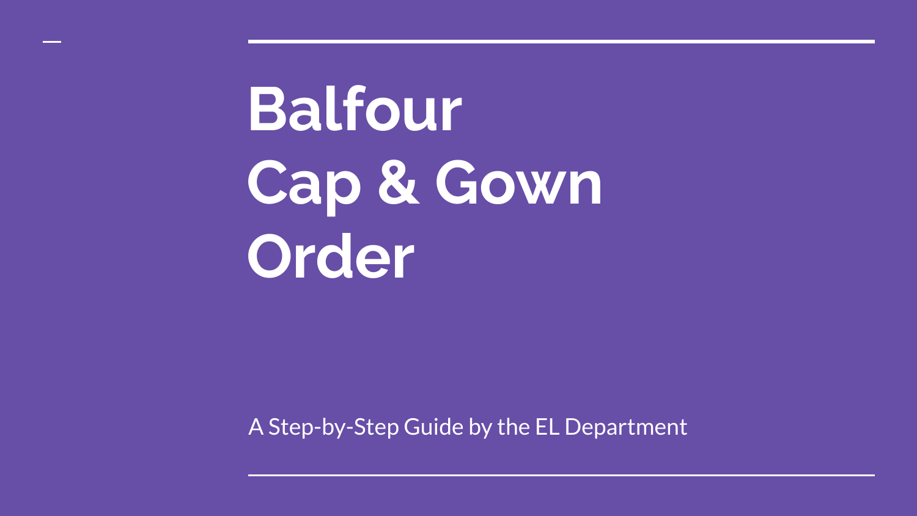# Balfour Cap & Gown Order

A Step-by-Step Guide by the EL Department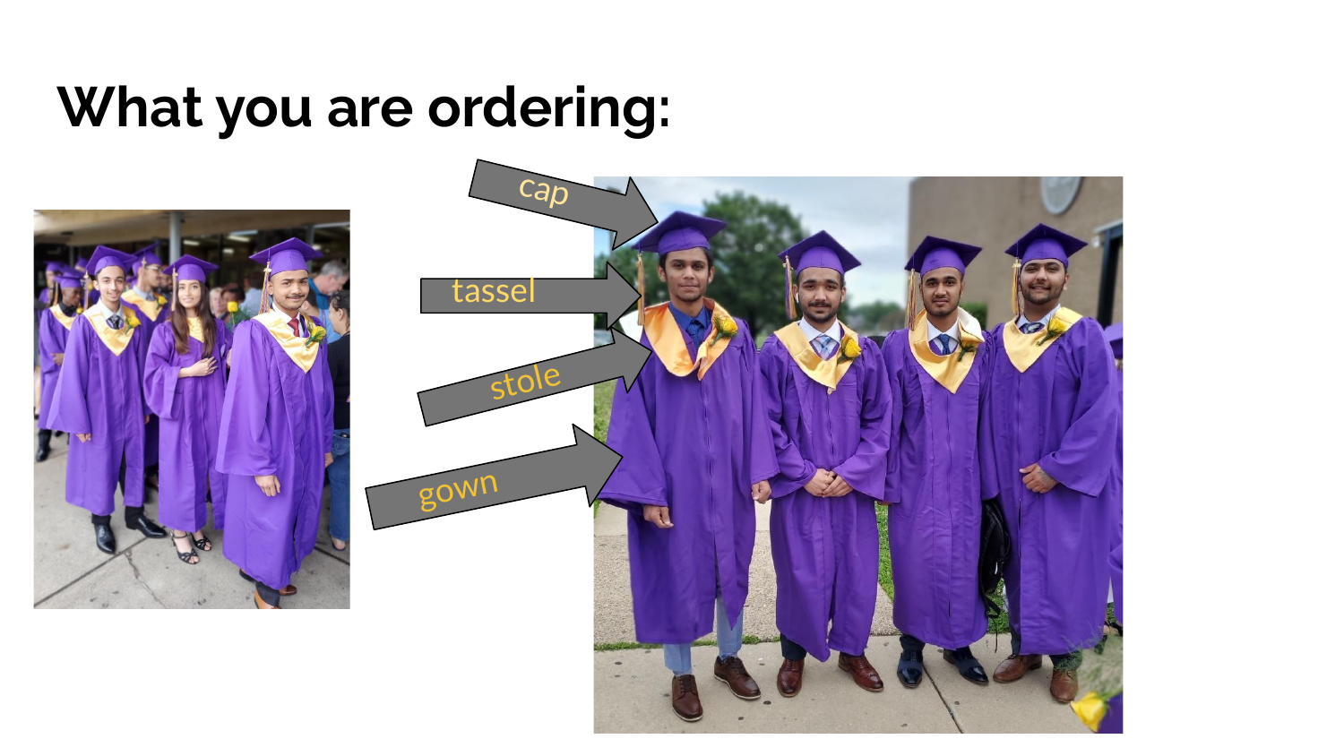# What you are ordering:

cap

tassel

stole

gown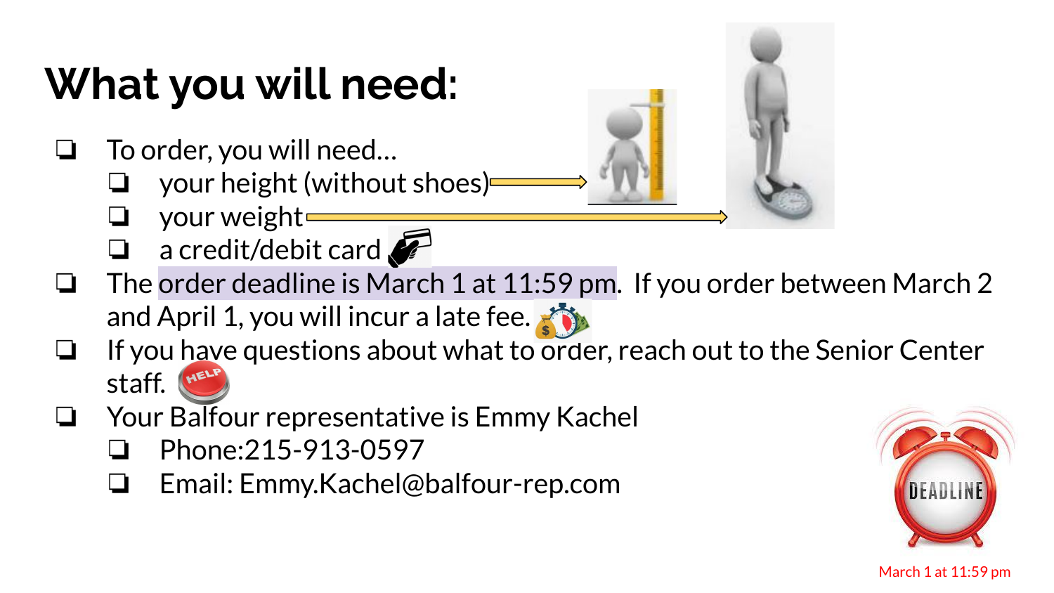# What you will need:

- To order, you will need...
  - your height (without shoes)
  - your weight
  - a credit/debit card
- The order deadline is March 1 at 11:59 pm. If you order between March 2 and April 1, you will incur a late fee.
- If you have questions about what to order, reach out to the Senior Center staff.
- Your Balfour representative is Emmy Kachel
  - Phone:215-913-0597
  - Email: Emmy.Kachel@balfour-rep.com

DEADLINE

March 1 at 11:59 pm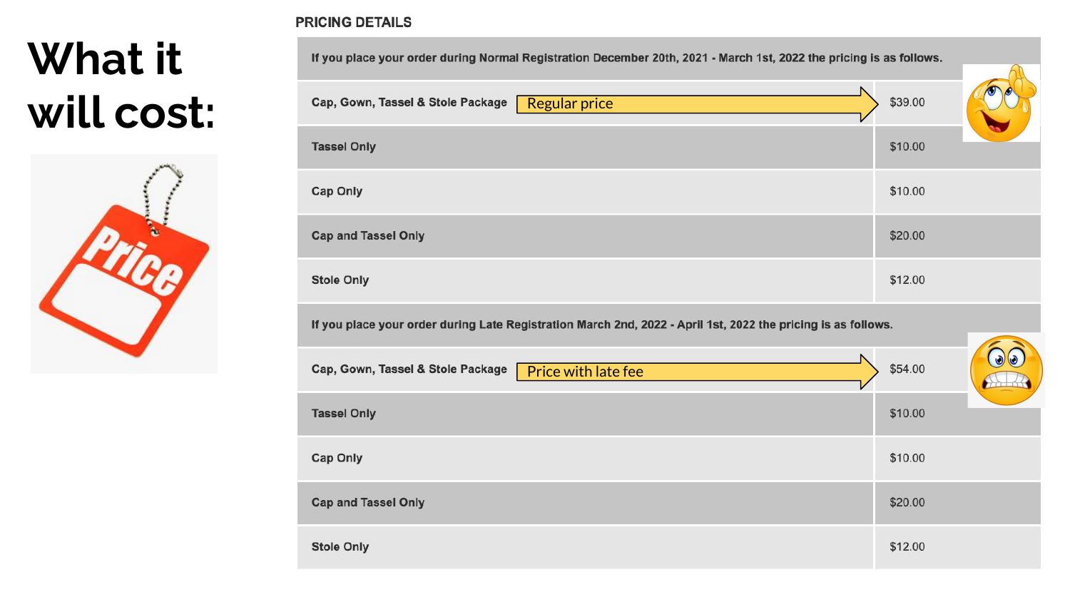# What it will cost:

**PRICING DETAILS**

| | |
|---|---|
| **If you place your order during Normal Registration December 20th, 2021 - March 1st, 2022 the pricing is as follows.** | |
| Cap, Gown, Tassel & Stole Package — Regular price | $39.00 |
| Tassel Only | $10.00 |
| Cap Only | $10.00 |
| Cap and Tassel Only | $20.00 |
| Stole Only | $12.00 |
| **If you place your order during Late Registration March 2nd, 2022 - April 1st, 2022 the pricing is as follows.** | |
| Cap, Gown, Tassel & Stole Package — Price with late fee | $54.00 |
| Tassel Only | $10.00 |
| Cap Only | $10.00 |
| Cap and Tassel Only | $20.00 |
| Stole Only | $12.00 |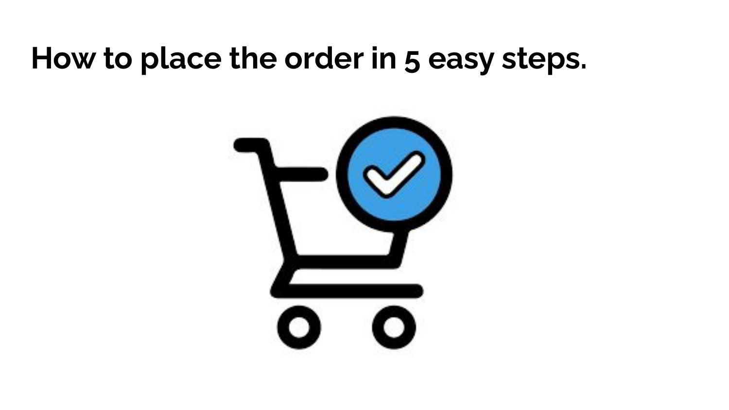# How to place the order in 5 easy steps.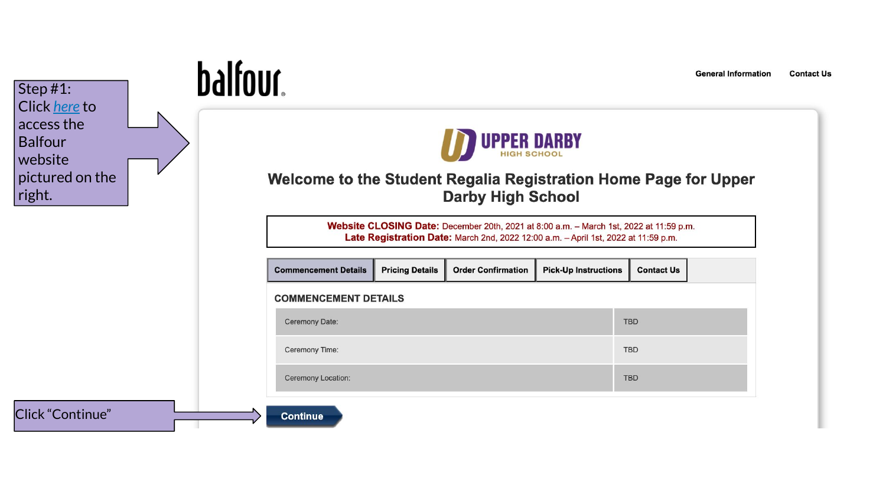Step #1:
Click [here] to access the Balfour website pictured on the right.

balfour

General Information    Contact Us

UPPER DARBY HIGH SCHOOL

## Welcome to the Student Regalia Registration Home Page for Upper Darby High School

**Website CLOSING Date:** December 20th, 2021 at 8:00 a.m. – March 1st, 2022 at 11:59 p.m.
**Late Registration Date:** March 2nd, 2022 12:00 a.m. – April 1st, 2022 at 11:59 p.m.

Commencement Details | Pricing Details | Order Confirmation | Pick-Up Instructions | Contact Us

### COMMENCEMENT DETAILS

| | |
|---|---|
| Ceremony Date: | TBD |
| Ceremony Time: | TBD |
| Ceremony Location: | TBD |

Click "Continue"

Continue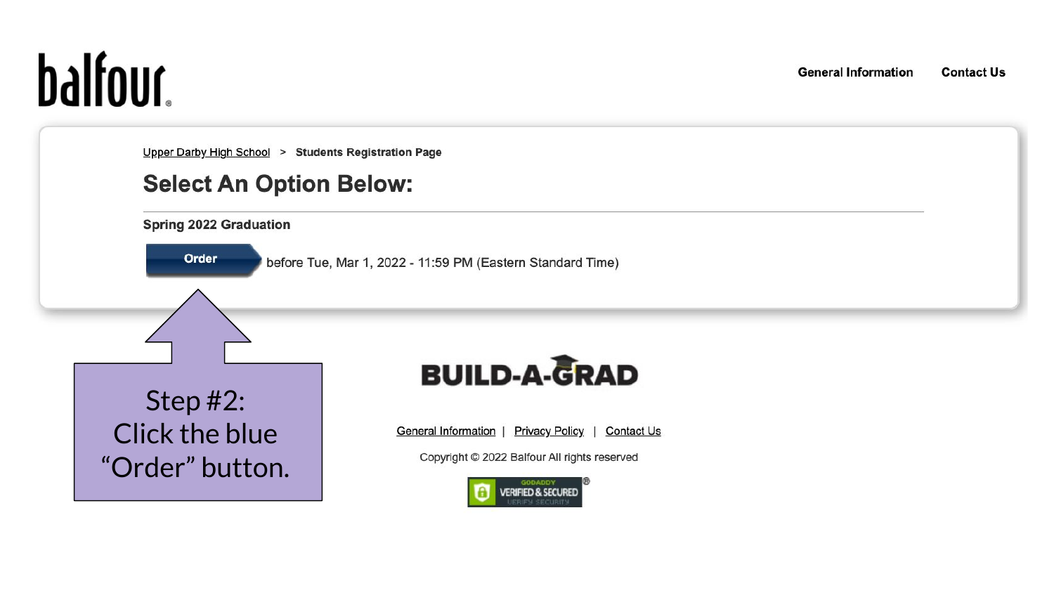balfour

General Information    Contact Us

Upper Darby High School > Students Registration Page

## Select An Option Below:

**Spring 2022 Graduation**

**Order** before Tue, Mar 1, 2022 - 11:59 PM (Eastern Standard Time)

Step #2:
Click the blue "Order" button.

BUILD-A-GRAD

General Information | Privacy Policy | Contact Us

Copyright © 2022 Balfour All rights reserved

GODADDY VERIFIED & SECURED VERIFY SECURITY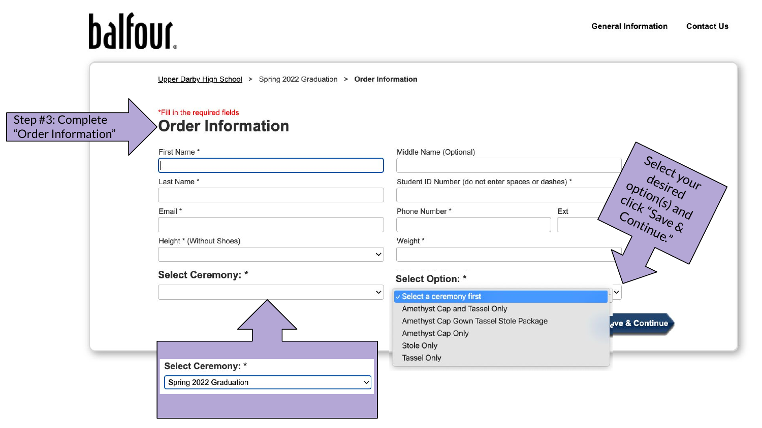balfour

General Information Contact Us

Upper Darby High School > Spring 2022 Graduation > Order Information

Step #3: Complete "Order Information"

*Fill in the required fields

# Order Information

First Name *

Middle Name (Optional)

Last Name *

Student ID Number (do not enter spaces or dashes) *

Email *

Phone Number *

Ext

Height * (Without Shoes)

Weight *

**Select Ceremony: ***

**Select Option: ***

- Select a ceremony first
- Amethyst Cap and Tassel Only
- Amethyst Cap Gown Tassel Stole Package
- Amethyst Cap Only
- Stole Only
- Tassel Only

Save & Continue

Select your desired option(s) and click "Save & Continue."

**Select Ceremony: ***

Spring 2022 Graduation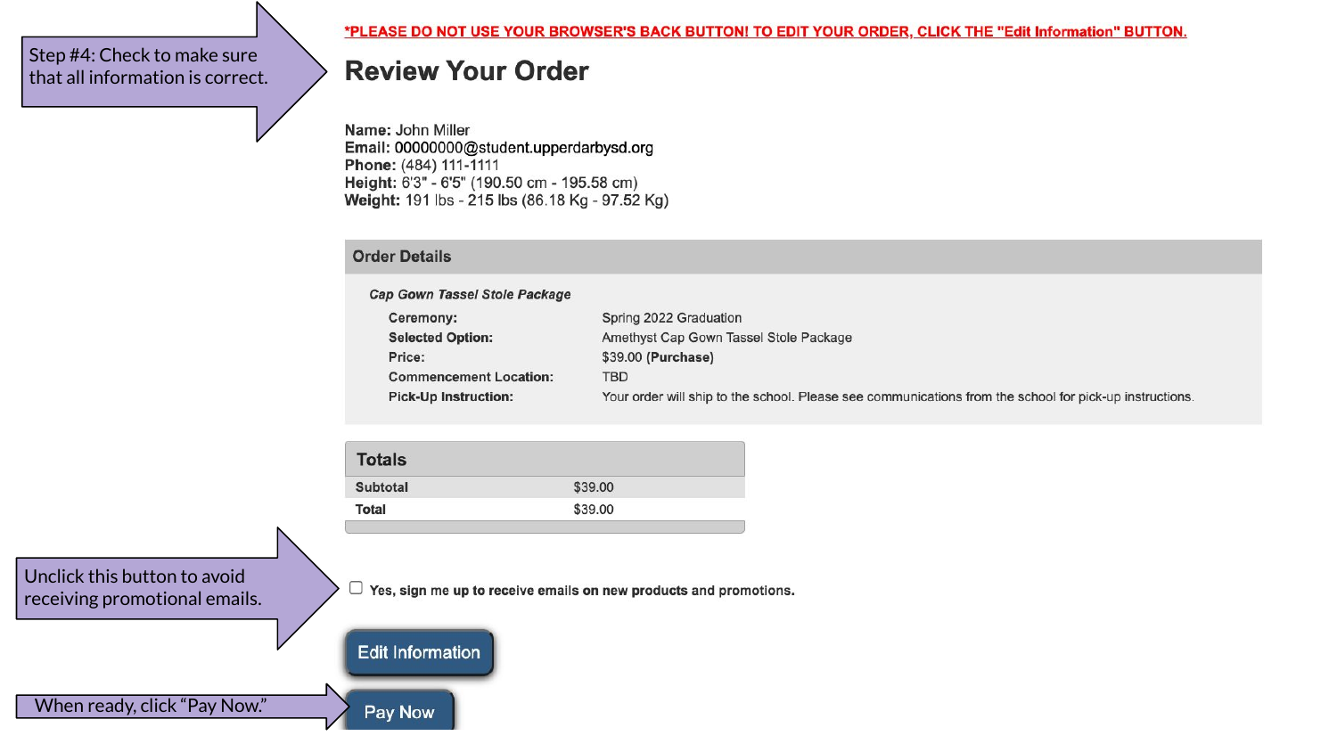Step #4: Check to make sure that all information is correct.

*PLEASE DO NOT USE YOUR BROWSER'S BACK BUTTON! TO EDIT YOUR ORDER, CLICK THE "Edit Information" BUTTON.

# Review Your Order

**Name:** John Miller
**Email:** 00000000@student.upperdarbysd.org
**Phone:** (484) 111-1111
**Height:** 6'3" - 6'5" (190.50 cm - 195.58 cm)
**Weight:** 191 lbs - 215 lbs (86.18 Kg - 97.52 Kg)

## Order Details

***Cap Gown Tassel Stole Package***

| | |
|---|---|
| **Ceremony:** | Spring 2022 Graduation |
| **Selected Option:** | Amethyst Cap Gown Tassel Stole Package |
| **Price:** | $39.00 **(Purchase)** |
| **Commencement Location:** | TBD |
| **Pick-Up Instruction:** | Your order will ship to the school. Please see communications from the school for pick-up instructions. |

## Totals

| | |
|---|---|
| **Subtotal** | $39.00 |
| **Total** | $39.00 |

Unclick this button to avoid receiving promotional emails.

☐ **Yes, sign me up to receive emails on new products and promotions.**

Edit Information

When ready, click "Pay Now."

Pay Now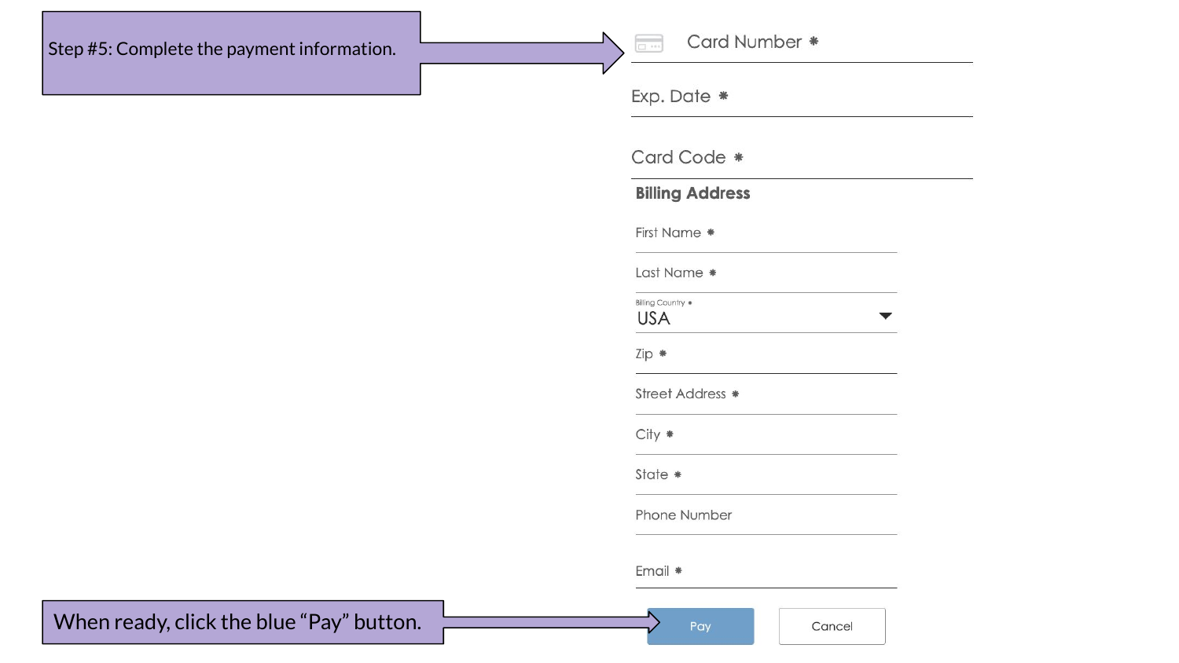Step #5: Complete the payment information.

Card Number *

Exp. Date *

Card Code *

**Billing Address**

First Name *

Last Name *

Billing Country *

USA

Zip *

Street Address *

City *

State *

Phone Number

Email *

When ready, click the blue "Pay" button.

Pay

Cancel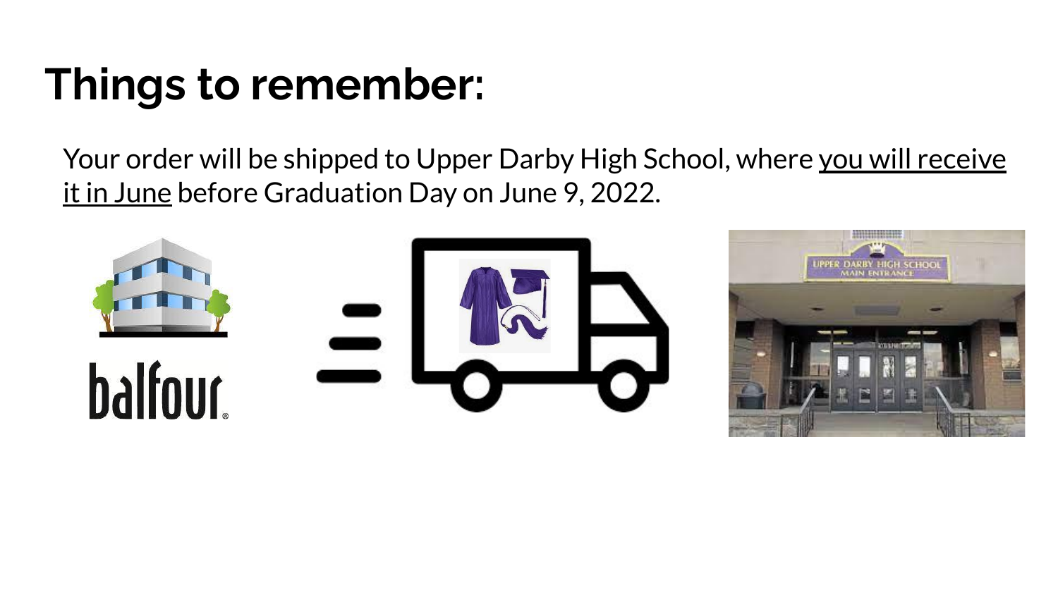# Things to remember:

Your order will be shipped to Upper Darby High School, where <u>you will receive it in June</u> before Graduation Day on June 9, 2022.